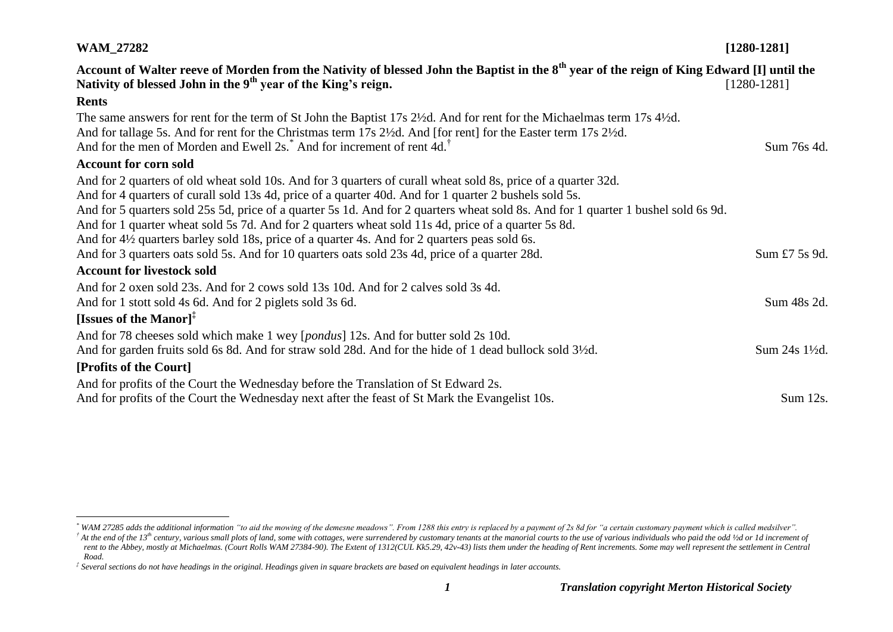**WAM_27282** **[1280-1281]**

**Account of Walter reeve of Morden from the Nativity of blessed John the Baptist in the 8th year of the reign of King Edward [I] until the Nativity of blessed John in the 9th year of the King's reign.** [1280-1281]

### Rents

The same answers for rent for the term of St John the Baptist 17s 2½d. And for rent for the Michaelmas term 17s 4½d.
And for tallage 5s. And for rent for the Christmas term 17s 2½d. And [for rent] for the Easter term 17s 2½d.
And for the men of Morden and Ewell 2s.* And for increment of rent 4d.† Sum 76s 4d.

### Account for corn sold

And for 2 quarters of old wheat sold 10s. And for 3 quarters of curall wheat sold 8s, price of a quarter 32d.
And for 4 quarters of curall sold 13s 4d, price of a quarter 40d. And for 1 quarter 2 bushels sold 5s.
And for 5 quarters sold 25s 5d, price of a quarter 5s 1d. And for 2 quarters wheat sold 8s. And for 1 quarter 1 bushel sold 6s 9d.
And for 1 quarter wheat sold 5s 7d. And for 2 quarters wheat sold 11s 4d, price of a quarter 5s 8d.
And for 4½ quarters barley sold 18s, price of a quarter 4s. And for 2 quarters peas sold 6s.
And for 3 quarters oats sold 5s. And for 10 quarters oats sold 23s 4d, price of a quarter 28d. Sum £7 5s 9d.

### Account for livestock sold

And for 2 oxen sold 23s. And for 2 cows sold 13s 10d. And for 2 calves sold 3s 4d.
And for 1 stott sold 4s 6d. And for 2 piglets sold 3s 6d. Sum 48s 2d.

### [Issues of the Manor]‡

And for 78 cheeses sold which make 1 wey [*pondus*] 12s. And for butter sold 2s 10d.
And for garden fruits sold 6s 8d. And for straw sold 28d. And for the hide of 1 dead bullock sold 3½d. Sum 24s 1½d.

### [Profits of the Court]

And for profits of the Court the Wednesday before the Translation of St Edward 2s.
And for profits of the Court the Wednesday next after the feast of St Mark the Evangelist 10s. Sum 12s.

---

* *WAM 27285 adds the additional information "to aid the mowing of the demesne meadows". From 1288 this entry is replaced by a payment of 2s 8d for "a certain customary payment which is called medsilver".*

† *At the end of the 13th century, various small plots of land, some with cottages, were surrendered by customary tenants at the manorial courts to the use of various individuals who paid the odd ½d or 1d increment of rent to the Abbey, mostly at Michaelmas. (Court Rolls WAM 27384-90). The Extent of 1312(CUL Kk5.29, 42v-43) lists them under the heading of Rent increments. Some may well represent the settlement in Central Road.*

‡ *Several sections do not have headings in the original. Headings given in square brackets are based on equivalent headings in later accounts.*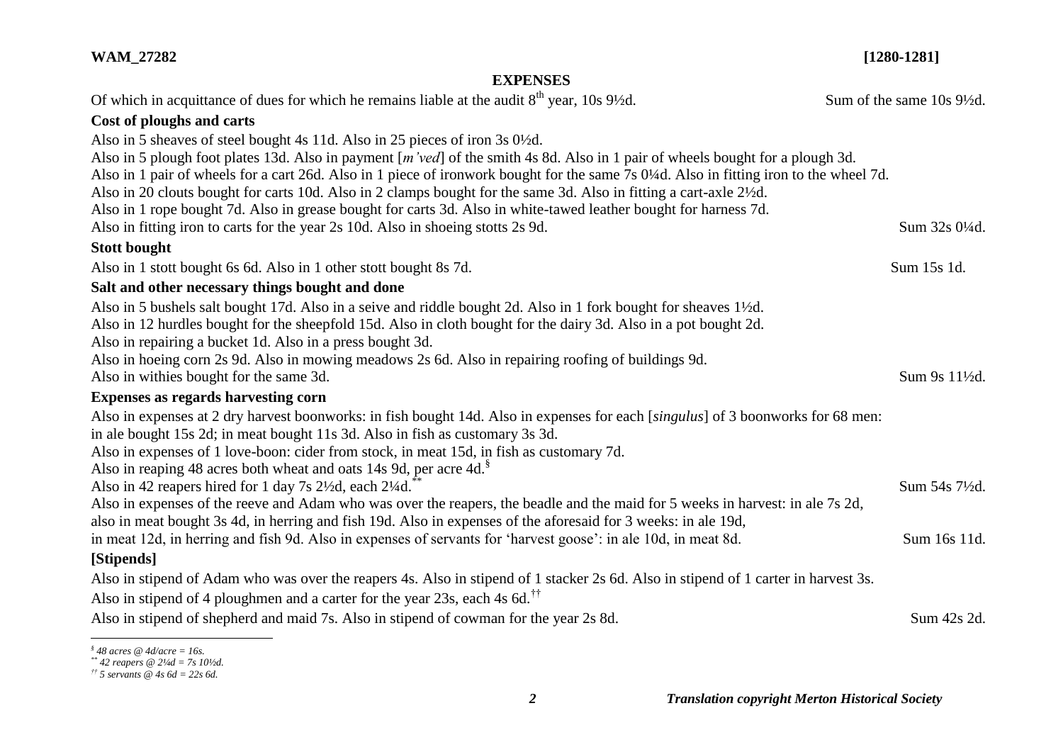## EXPENSES

Of which in acquittance of dues for which he remains liable at the audit 8th year, 10s 9½d. Sum of the same 10s 9½d.

**Cost of ploughs and carts**

Also in 5 sheaves of steel bought 4s 11d. Also in 25 pieces of iron 3s 0½d.
Also in 5 plough foot plates 13d. Also in payment [*m'ved*] of the smith 4s 8d. Also in 1 pair of wheels bought for a plough 3d.
Also in 1 pair of wheels for a cart 26d. Also in 1 piece of ironwork bought for the same 7s 0¼d. Also in fitting iron to the wheel 7d.
Also in 20 clouts bought for carts 10d. Also in 2 clamps bought for the same 3d. Also in fitting a cart-axle 2½d.
Also in 1 rope bought 7d. Also in grease bought for carts 3d. Also in white-tawed leather bought for harness 7d.
Also in fitting iron to carts for the year 2s 10d. Also in shoeing stotts 2s 9d. Sum 32s 0¼d.

**Stott bought**

Also in 1 stott bought 6s 6d. Also in 1 other stott bought 8s 7d. Sum 15s 1d.

**Salt and other necessary things bought and done**

Also in 5 bushels salt bought 17d. Also in a seive and riddle bought 2d. Also in 1 fork bought for sheaves 1½d.
Also in 12 hurdles bought for the sheepfold 15d. Also in cloth bought for the dairy 3d. Also in a pot bought 2d.
Also in repairing a bucket 1d. Also in a press bought 3d.
Also in hoeing corn 2s 9d. Also in mowing meadows 2s 6d. Also in repairing roofing of buildings 9d.
Also in withies bought for the same 3d. Sum 9s 11½d.

**Expenses as regards harvesting corn**

Also in expenses at 2 dry harvest boonworks: in fish bought 14d. Also in expenses for each [*singulus*] of 3 boonworks for 68 men: in ale bought 15s 2d; in meat bought 11s 3d. Also in fish as customary 3s 3d.
Also in expenses of 1 love-boon: cider from stock, in meat 15d, in fish as customary 7d.
Also in reaping 48 acres both wheat and oats 14s 9d, per acre 4d.[§]
Also in 42 reapers hired for 1 day 7s 2½d, each 2¼d.[**] Sum 54s 7½d.
Also in expenses of the reeve and Adam who was over the reapers, the beadle and the maid for 5 weeks in harvest: in ale 7s 2d, also in meat bought 3s 4d, in herring and fish 19d. Also in expenses of the aforesaid for 3 weeks: in ale 19d, in meat 12d, in herring and fish 9d. Also in expenses of servants for 'harvest goose': in ale 10d, in meat 8d. Sum 16s 11d.

**[Stipends]**

Also in stipend of Adam who was over the reapers 4s. Also in stipend of 1 stacker 2s 6d. Also in stipend of 1 carter in harvest 3s.
Also in stipend of 4 ploughmen and a carter for the year 23s, each 4s 6d.[††]
Also in stipend of shepherd and maid 7s. Also in stipend of cowman for the year 2s 8d. Sum 42s 2d.

---

*[§] 48 acres @ 4d/acre = 16s.*
*[**] 42 reapers @ 2¼d = 7s 10½d.*
*[††] 5 servants @ 4s 6d = 22s 6d.*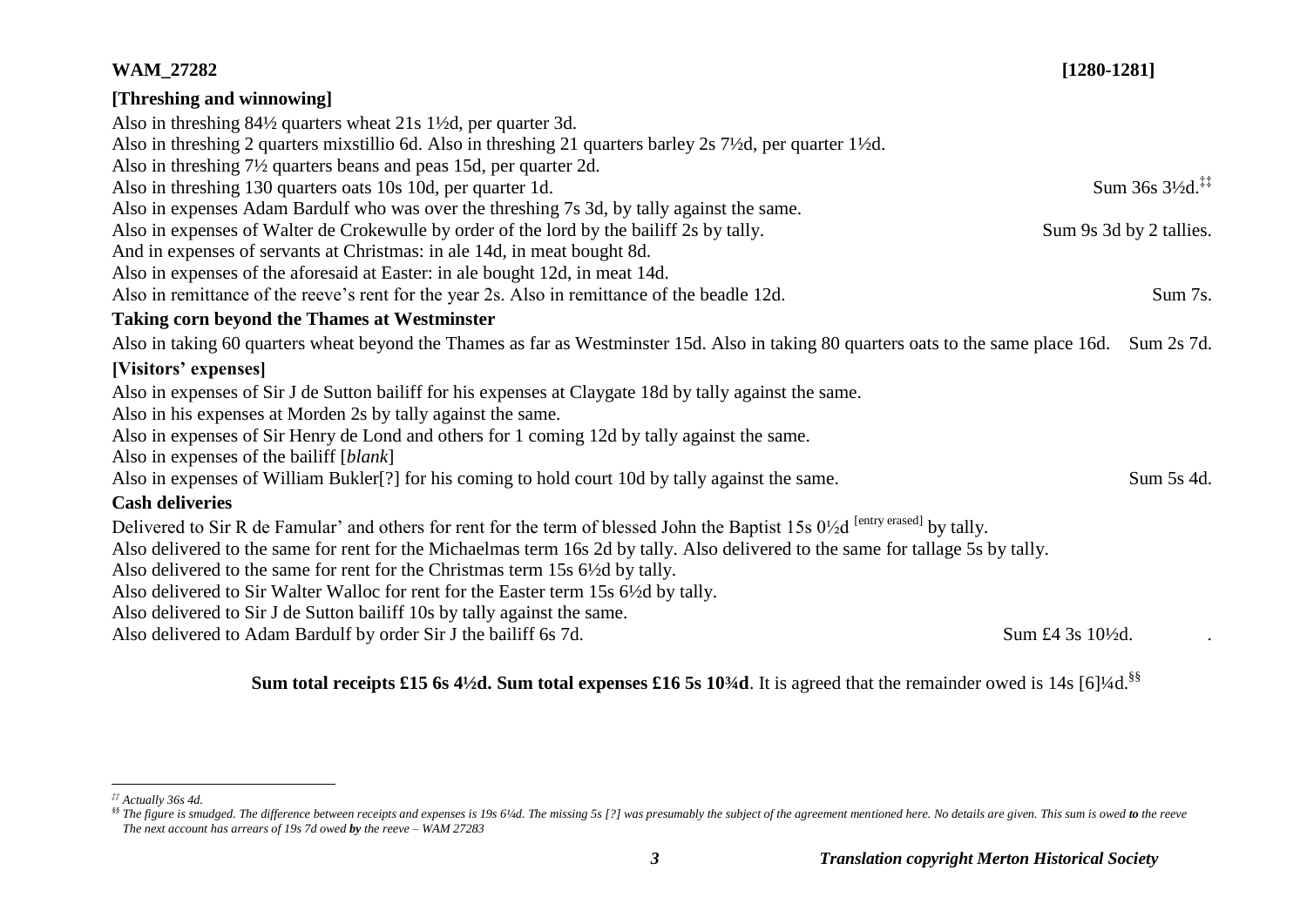**WAM_27282** **[1280-1281]**

**[Threshing and winnowing]**

Also in threshing 84½ quarters wheat 21s 1½d, per quarter 3d.
Also in threshing 2 quarters mixstillio 6d. Also in threshing 21 quarters barley 2s 7½d, per quarter 1½d.
Also in threshing 7½ quarters beans and peas 15d, per quarter 2d.
Also in threshing 130 quarters oats 10s 10d, per quarter 1d. Sum 36s 3½d.[‡‡]
Also in expenses Adam Bardulf who was over the threshing 7s 3d, by tally against the same.
Also in expenses of Walter de Crokewulle by order of the lord by the bailiff 2s by tally. Sum 9s 3d by 2 tallies.
And in expenses of servants at Christmas: in ale 14d, in meat bought 8d.
Also in expenses of the aforesaid at Easter: in ale bought 12d, in meat 14d.
Also in remittance of the reeve's rent for the year 2s. Also in remittance of the beadle 12d. Sum 7s.

**Taking corn beyond the Thames at Westminster**

Also in taking 60 quarters wheat beyond the Thames as far as Westminster 15d. Also in taking 80 quarters oats to the same place 16d. Sum 2s 7d.

**[Visitors' expenses]**

Also in expenses of Sir J de Sutton bailiff for his expenses at Claygate 18d by tally against the same.
Also in his expenses at Morden 2s by tally against the same.
Also in expenses of Sir Henry de Lond and others for 1 coming 12d by tally against the same.
Also in expenses of the bailiff [*blank*]
Also in expenses of William Bukler[?] for his coming to hold court 10d by tally against the same. Sum 5s 4d.

**Cash deliveries**

Delivered to Sir R de Famular' and others for rent for the term of blessed John the Baptist 15s 0½d [entry erased] by tally.
Also delivered to the same for rent for the Michaelmas term 16s 2d by tally. Also delivered to the same for tallage 5s by tally.
Also delivered to the same for rent for the Christmas term 15s 6½d by tally.
Also delivered to Sir Walter Walloc for rent for the Easter term 15s 6½d by tally.
Also delivered to Sir J de Sutton bailiff 10s by tally against the same.
Also delivered to Adam Bardulf by order Sir J the bailiff 6s 7d. Sum £4 3s 10½d.

**Sum total receipts £15 6s 4½d. Sum total expenses £16 5s 10¾d**. It is agreed that the remainder owed is 14s [6]¼d.[§§]

---

*[‡‡] Actually 36s 4d.*

*[§§] The figure is smudged. The difference between receipts and expenses is 19s 6¼d. The missing 5s [?] was presumably the subject of the agreement mentioned here. No details are given. This sum is owed **to** the reeve The next account has arrears of 19s 7d owed **by** the reeve – WAM 27283*

*Translation copyright Merton Historical Society*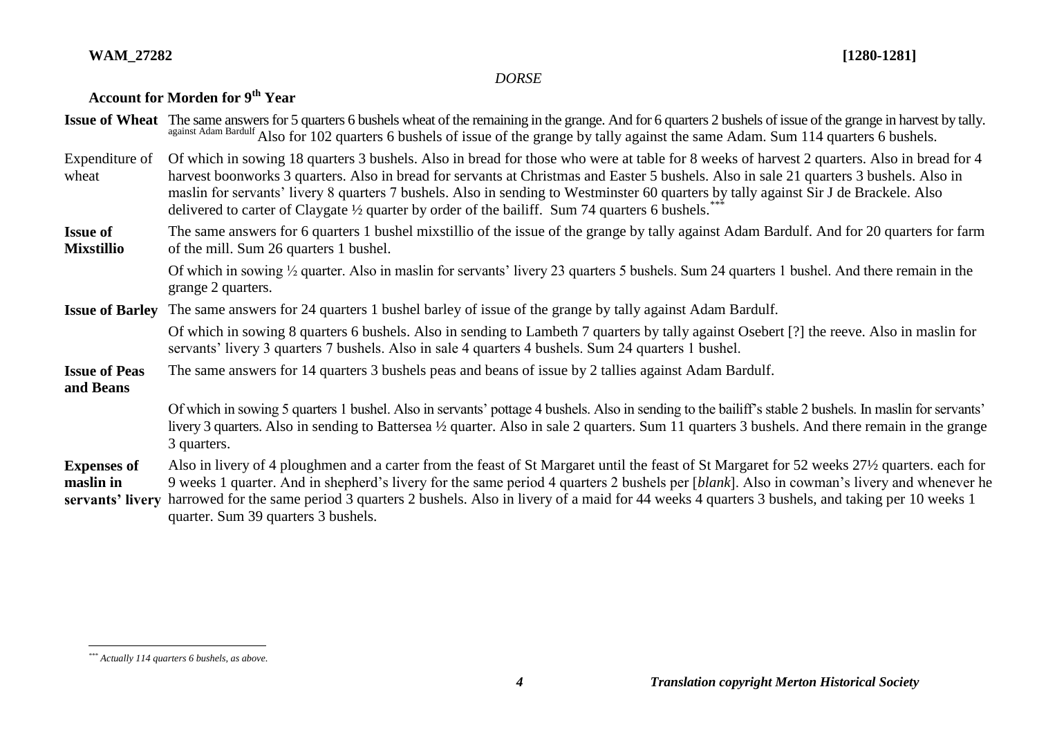**WAM_27282** **[1280-1281]**

*DORSE*

## Account for Morden for 9th Year

**Issue of Wheat** The same answers for 5 quarters 6 bushels wheat of the remaining in the grange. And for 6 quarters 2 bushels of issue of the grange in harvest by tally. against Adam Bardulf Also for 102 quarters 6 bushels of issue of the grange by tally against the same Adam. Sum 114 quarters 6 bushels.

Expenditure of wheat Of which in sowing 18 quarters 3 bushels. Also in bread for those who were at table for 8 weeks of harvest 2 quarters. Also in bread for 4 harvest boonworks 3 quarters. Also in bread for servants at Christmas and Easter 5 bushels. Also in sale 21 quarters 3 bushels. Also in maslin for servants' livery 8 quarters 7 bushels. Also in sending to Westminster 60 quarters by tally against Sir J de Brackele. Also delivered to carter of Claygate ½ quarter by order of the bailiff. Sum 74 quarters 6 bushels.[***]

**Issue of Mixstillio** The same answers for 6 quarters 1 bushel mixstillio of the issue of the grange by tally against Adam Bardulf. And for 20 quarters for farm of the mill. Sum 26 quarters 1 bushel.

Of which in sowing ½ quarter. Also in maslin for servants' livery 23 quarters 5 bushels. Sum 24 quarters 1 bushel. And there remain in the grange 2 quarters.

**Issue of Barley** The same answers for 24 quarters 1 bushel barley of issue of the grange by tally against Adam Bardulf.

Of which in sowing 8 quarters 6 bushels. Also in sending to Lambeth 7 quarters by tally against Osebert [?] the reeve. Also in maslin for servants' livery 3 quarters 7 bushels. Also in sale 4 quarters 4 bushels. Sum 24 quarters 1 bushel.

**Issue of Peas and Beans** The same answers for 14 quarters 3 bushels peas and beans of issue by 2 tallies against Adam Bardulf.

Of which in sowing 5 quarters 1 bushel. Also in servants' pottage 4 bushels. Also in sending to the bailiff's stable 2 bushels. In maslin for servants' livery 3 quarters. Also in sending to Battersea ½ quarter. Also in sale 2 quarters. Sum 11 quarters 3 bushels. And there remain in the grange 3 quarters.

**Expenses of maslin in servants' livery** Also in livery of 4 ploughmen and a carter from the feast of St Margaret until the feast of St Margaret for 52 weeks 27½ quarters. each for 9 weeks 1 quarter. And in shepherd's livery for the same period 4 quarters 2 bushels per [*blank*]. Also in cowman's livery and whenever he harrowed for the same period 3 quarters 2 bushels. Also in livery of a maid for 44 weeks 4 quarters 3 bushels, and taking per 10 weeks 1 quarter. Sum 39 quarters 3 bushels.

---

[***] *Actually 114 quarters 6 bushels, as above.*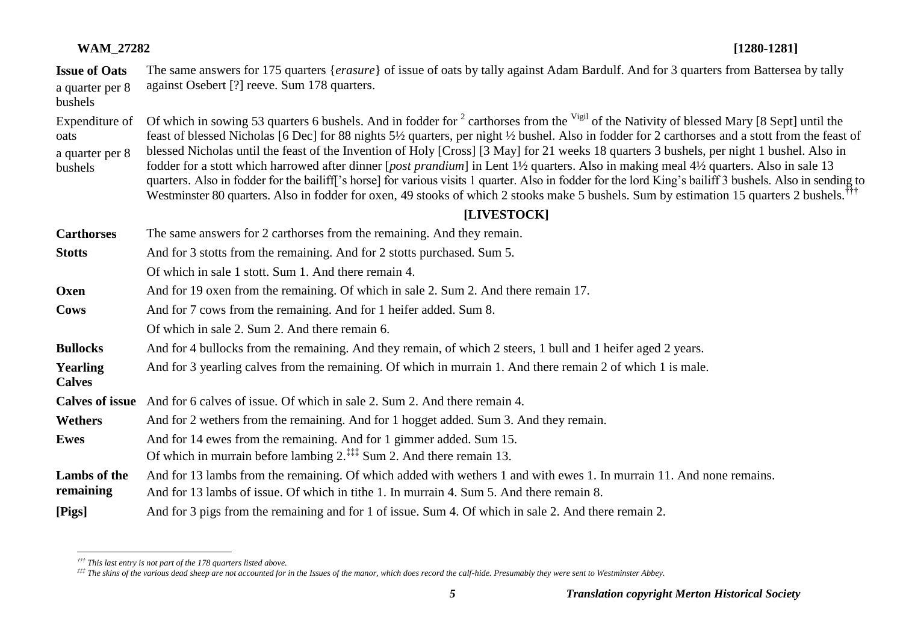| | |
|---|---|
| **Issue of Oats** a quarter per 8 bushels | The same answers for 175 quarters {*erasure*} of issue of oats by tally against Adam Bardulf. And for 3 quarters from Battersea by tally against Osebert [?] reeve. Sum 178 quarters. |
| Expenditure of oats a quarter per 8 bushels | Of which in sowing 53 quarters 6 bushels. And in fodder for [2] carthorses from the [Vigil] of the Nativity of blessed Mary [8 Sept] until the feast of blessed Nicholas [6 Dec] for 88 nights 5½ quarters, per night ½ bushel. Also in fodder for 2 carthorses and a stott from the feast of blessed Nicholas until the feast of the Invention of Holy [Cross] [3 May] for 21 weeks 18 quarters 3 bushels, per night 1 bushel. Also in fodder for a stott which harrowed after dinner [*post prandium*] in Lent 1½ quarters. Also in making meal 4½ quarters. Also in sale 13 quarters. Also in fodder for the bailiff['s horse] for various visits 1 quarter. Also in fodder for the lord King's bailiff 3 bushels. Also in sending to Westminster 80 quarters. Also in fodder for oxen, 49 stooks of which 2 stooks make 5 bushels. Sum by estimation 15 quarters 2 bushels.[†††] |

## [LIVESTOCK]

| | |
|---|---|
| **Carthorses** | The same answers for 2 carthorses from the remaining. And they remain. |
| **Stotts** | And for 3 stotts from the remaining. And for 2 stotts purchased. Sum 5. |
| | Of which in sale 1 stott. Sum 1. And there remain 4. |
| **Oxen** | And for 19 oxen from the remaining. Of which in sale 2. Sum 2. And there remain 17. |
| **Cows** | And for 7 cows from the remaining. And for 1 heifer added. Sum 8. |
| | Of which in sale 2. Sum 2. And there remain 6. |
| **Bullocks** | And for 4 bullocks from the remaining. And they remain, of which 2 steers, 1 bull and 1 heifer aged 2 years. |
| **Yearling Calves** | And for 3 yearling calves from the remaining. Of which in murrain 1. And there remain 2 of which 1 is male. |
| **Calves of issue** | And for 6 calves of issue. Of which in sale 2. Sum 2. And there remain 4. |
| **Wethers** | And for 2 wethers from the remaining. And for 1 hogget added. Sum 3. And they remain. |
| **Ewes** | And for 14 ewes from the remaining. And for 1 gimmer added. Sum 15. Of which in murrain before lambing 2.[‡‡‡] Sum 2. And there remain 13. |
| **Lambs of the remaining** | And for 13 lambs from the remaining. Of which added with wethers 1 and with ewes 1. In murrain 11. And none remains. And for 13 lambs of issue. Of which in tithe 1. In murrain 4. Sum 5. And there remain 8. |
| **[Pigs]** | And for 3 pigs from the remaining and for 1 of issue. Sum 4. Of which in sale 2. And there remain 2. |

---

[†††] *This last entry is not part of the 178 quarters listed above.*

[‡‡‡] *The skins of the various dead sheep are not accounted for in the Issues of the manor, which does record the calf-hide. Presumably they were sent to Westminster Abbey.*

*Translation copyright Merton Historical Society*